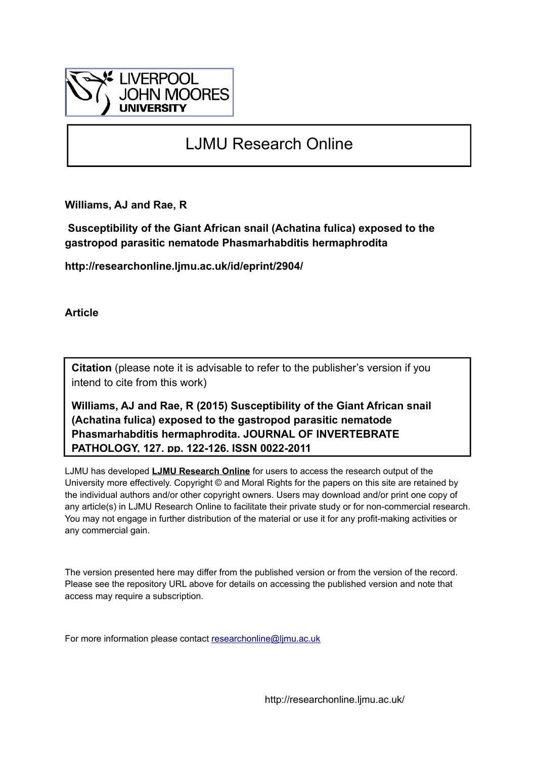LIVERPOOL JOHN MOORES UNIVERSITY

# LJMU Research Online

**Williams, AJ and Rae, R**

**Susceptibility of the Giant African snail (Achatina fulica) exposed to the gastropod parasitic nematode Phasmarhabditis hermaphrodita**

**http://researchonline.ljmu.ac.uk/id/eprint/2904/**

**Article**

**Citation** (please note it is advisable to refer to the publisher's version if you intend to cite from this work)

**Williams, AJ and Rae, R (2015) Susceptibility of the Giant African snail (Achatina fulica) exposed to the gastropod parasitic nematode Phasmarhabditis hermaphrodita. JOURNAL OF INVERTEBRATE PATHOLOGY, 127. pp. 122-126. ISSN 0022-2011**

LJMU has developed **LJMU Research Online** for users to access the research output of the University more effectively. Copyright © and Moral Rights for the papers on this site are retained by the individual authors and/or other copyright owners. Users may download and/or print one copy of any article(s) in LJMU Research Online to facilitate their private study or for non-commercial research. You may not engage in further distribution of the material or use it for any profit-making activities or any commercial gain.

The version presented here may differ from the published version or from the version of the record. Please see the repository URL above for details on accessing the published version and note that access may require a subscription.

For more information please contact researchonline@ljmu.ac.uk

http://researchonline.ljmu.ac.uk/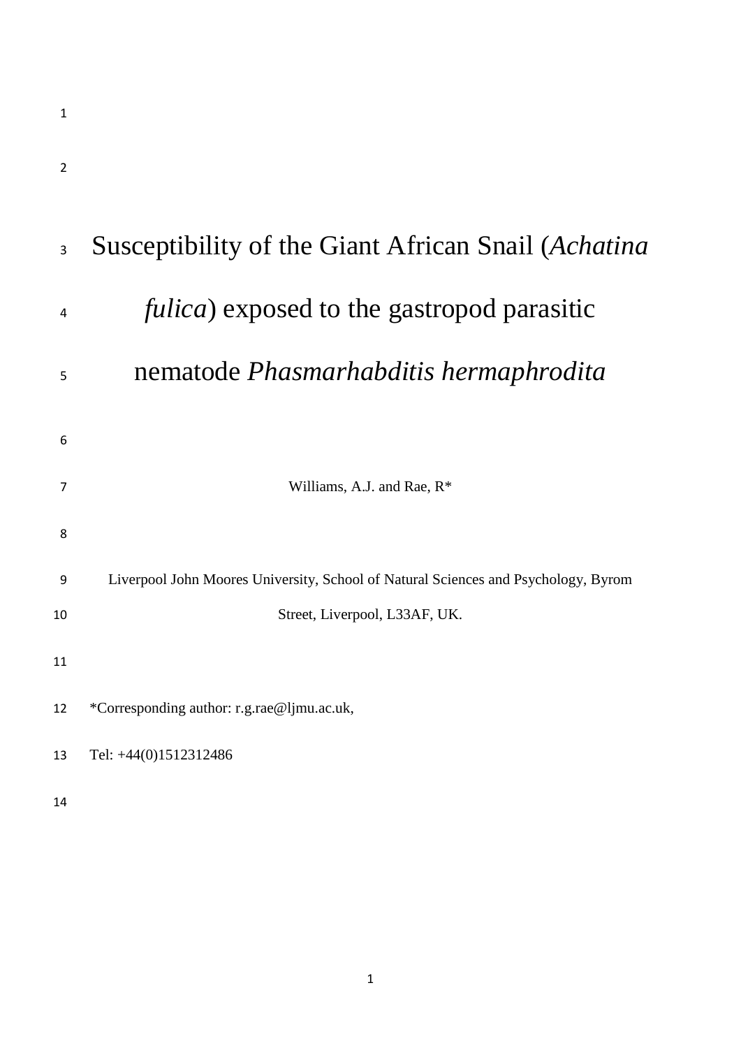# Susceptibility of the Giant African Snail (*Achatina fulica*) exposed to the gastropod parasitic nematode *Phasmarhabditis hermaphrodita*

Williams, A.J. and Rae, R*

Liverpool John Moores University, School of Natural Sciences and Psychology, Byrom Street, Liverpool, L33AF, UK.

*Corresponding author: r.g.rae@ljmu.ac.uk,

Tel: +44(0)1512312486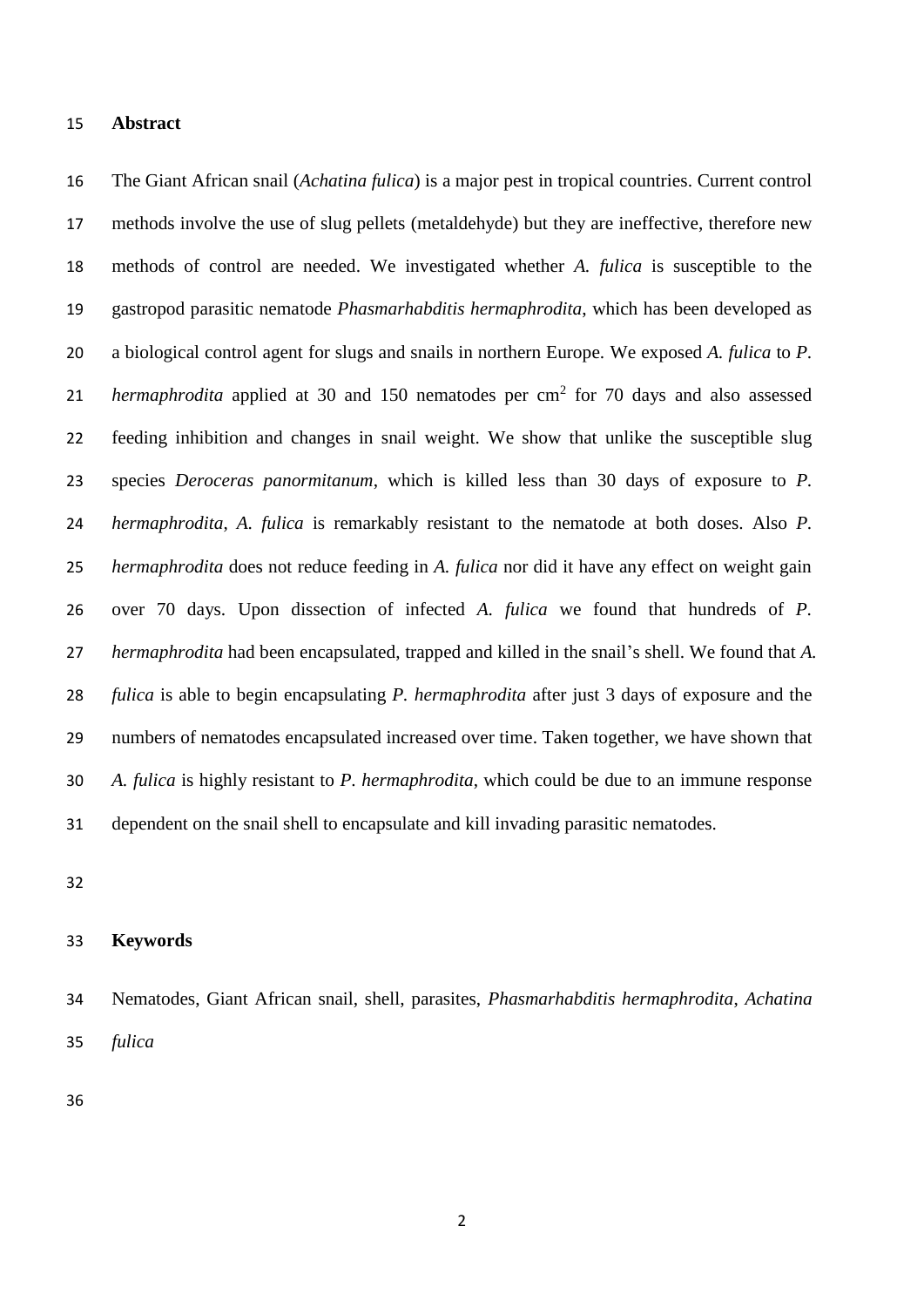## Abstract

The Giant African snail (*Achatina fulica*) is a major pest in tropical countries. Current control methods involve the use of slug pellets (metaldehyde) but they are ineffective, therefore new methods of control are needed. We investigated whether *A. fulica* is susceptible to the gastropod parasitic nematode *Phasmarhabditis hermaphrodita*, which has been developed as a biological control agent for slugs and snails in northern Europe. We exposed *A. fulica* to *P. hermaphrodita* applied at 30 and 150 nematodes per $cm^2$ for 70 days and also assessed feeding inhibition and changes in snail weight. We show that unlike the susceptible slug species *Deroceras panormitanum*, which is killed less than 30 days of exposure to *P. hermaphrodita*, *A. fulica* is remarkably resistant to the nematode at both doses. Also *P. hermaphrodita* does not reduce feeding in *A. fulica* nor did it have any effect on weight gain over 70 days. Upon dissection of infected *A. fulica* we found that hundreds of *P. hermaphrodita* had been encapsulated, trapped and killed in the snail's shell. We found that *A. fulica* is able to begin encapsulating *P. hermaphrodita* after just 3 days of exposure and the numbers of nematodes encapsulated increased over time. Taken together, we have shown that *A. fulica* is highly resistant to *P. hermaphrodita*, which could be due to an immune response dependent on the snail shell to encapsulate and kill invading parasitic nematodes.

## Keywords

Nematodes, Giant African snail, shell, parasites, *Phasmarhabditis hermaphrodita*, *Achatina fulica*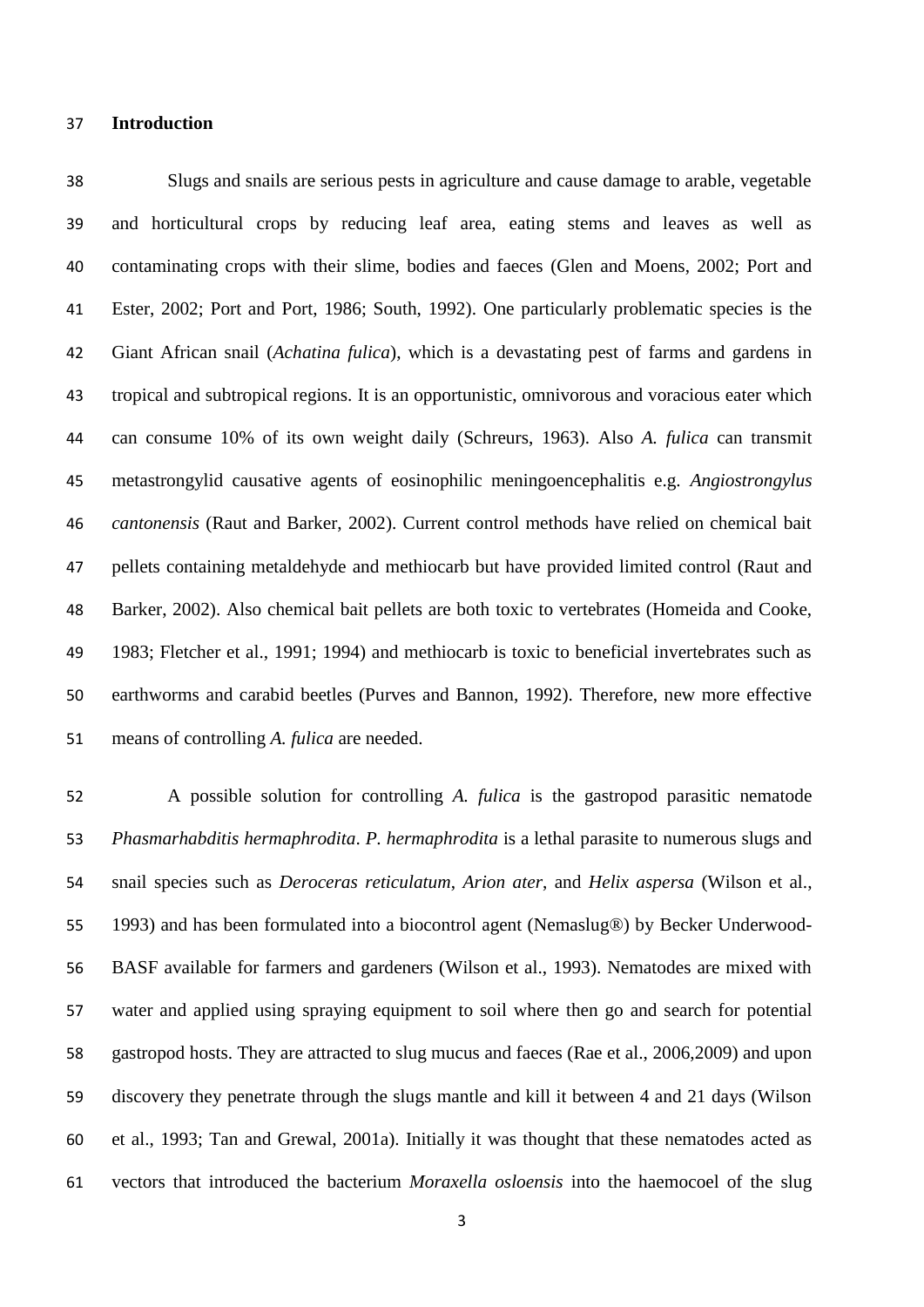## Introduction

Slugs and snails are serious pests in agriculture and cause damage to arable, vegetable and horticultural crops by reducing leaf area, eating stems and leaves as well as contaminating crops with their slime, bodies and faeces (Glen and Moens, 2002; Port and Ester, 2002; Port and Port, 1986; South, 1992). One particularly problematic species is the Giant African snail (*Achatina fulica*), which is a devastating pest of farms and gardens in tropical and subtropical regions. It is an opportunistic, omnivorous and voracious eater which can consume 10% of its own weight daily (Schreurs, 1963). Also *A. fulica* can transmit metastrongylid causative agents of eosinophilic meningoencephalitis e.g. *Angiostrongylus cantonensis* (Raut and Barker, 2002). Current control methods have relied on chemical bait pellets containing metaldehyde and methiocarb but have provided limited control (Raut and Barker, 2002). Also chemical bait pellets are both toxic to vertebrates (Homeida and Cooke, 1983; Fletcher et al., 1991; 1994) and methiocarb is toxic to beneficial invertebrates such as earthworms and carabid beetles (Purves and Bannon, 1992). Therefore, new more effective means of controlling *A. fulica* are needed.

A possible solution for controlling *A. fulica* is the gastropod parasitic nematode *Phasmarhabditis hermaphrodita*. *P. hermaphrodita* is a lethal parasite to numerous slugs and snail species such as *Deroceras reticulatum*, *Arion ater*, and *Helix aspersa* (Wilson et al., 1993) and has been formulated into a biocontrol agent (Nemaslug®) by Becker Underwood-BASF available for farmers and gardeners (Wilson et al., 1993). Nematodes are mixed with water and applied using spraying equipment to soil where then go and search for potential gastropod hosts. They are attracted to slug mucus and faeces (Rae et al., 2006,2009) and upon discovery they penetrate through the slugs mantle and kill it between 4 and 21 days (Wilson et al., 1993; Tan and Grewal, 2001a). Initially it was thought that these nematodes acted as vectors that introduced the bacterium *Moraxella osloensis* into the haemocoel of the slug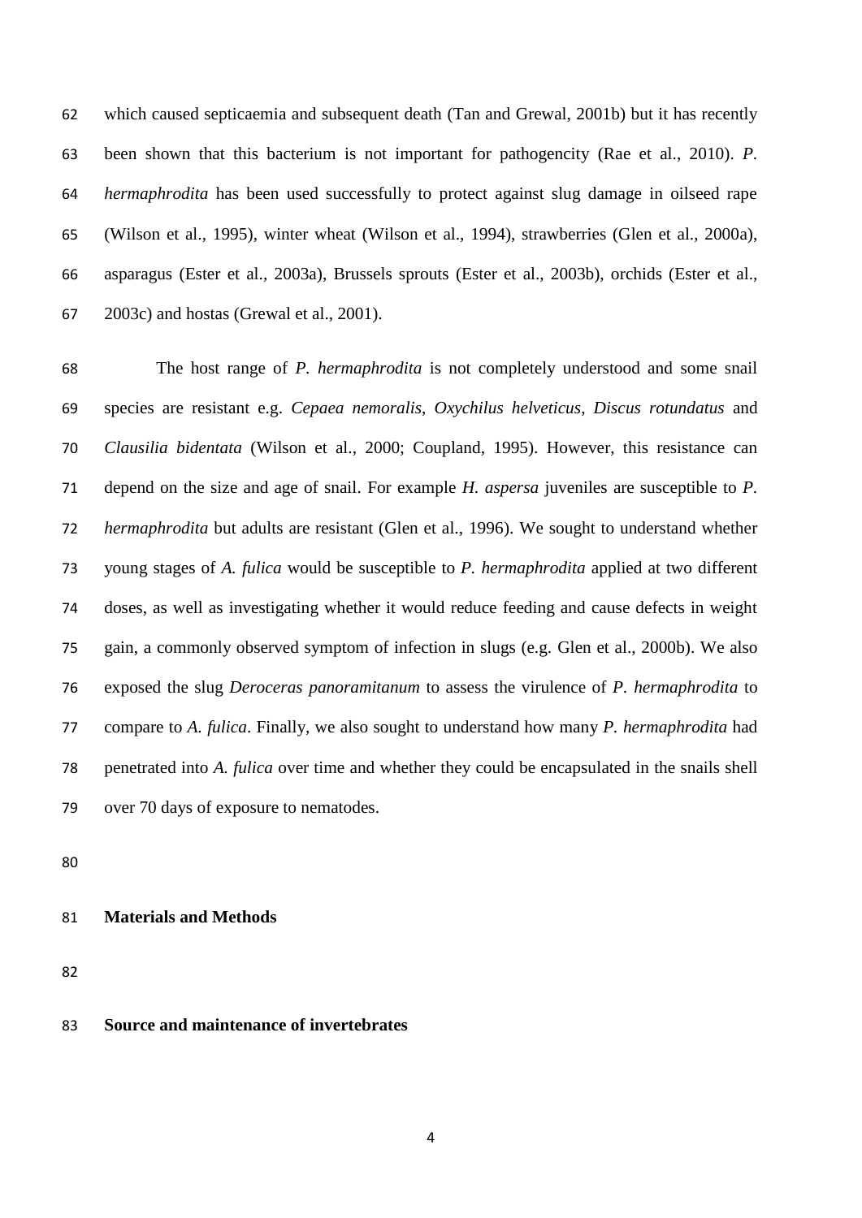which caused septicaemia and subsequent death (Tan and Grewal, 2001b) but it has recently been shown that this bacterium is not important for pathogencity (Rae et al., 2010). *P. hermaphrodita* has been used successfully to protect against slug damage in oilseed rape (Wilson et al., 1995), winter wheat (Wilson et al., 1994), strawberries (Glen et al., 2000a), asparagus (Ester et al., 2003a), Brussels sprouts (Ester et al., 2003b), orchids (Ester et al., 2003c) and hostas (Grewal et al., 2001).

The host range of *P. hermaphrodita* is not completely understood and some snail species are resistant e.g. *Cepaea nemoralis*, *Oxychilus helveticus*, *Discus rotundatus* and *Clausilia bidentata* (Wilson et al., 2000; Coupland, 1995). However, this resistance can depend on the size and age of snail. For example *H. aspersa* juveniles are susceptible to *P. hermaphrodita* but adults are resistant (Glen et al., 1996). We sought to understand whether young stages of *A. fulica* would be susceptible to *P. hermaphrodita* applied at two different doses, as well as investigating whether it would reduce feeding and cause defects in weight gain, a commonly observed symptom of infection in slugs (e.g. Glen et al., 2000b). We also exposed the slug *Deroceras panoramitanum* to assess the virulence of *P. hermaphrodita* to compare to *A. fulica*. Finally, we also sought to understand how many *P. hermaphrodita* had penetrated into *A. fulica* over time and whether they could be encapsulated in the snails shell over 70 days of exposure to nematodes.

## Materials and Methods

### Source and maintenance of invertebrates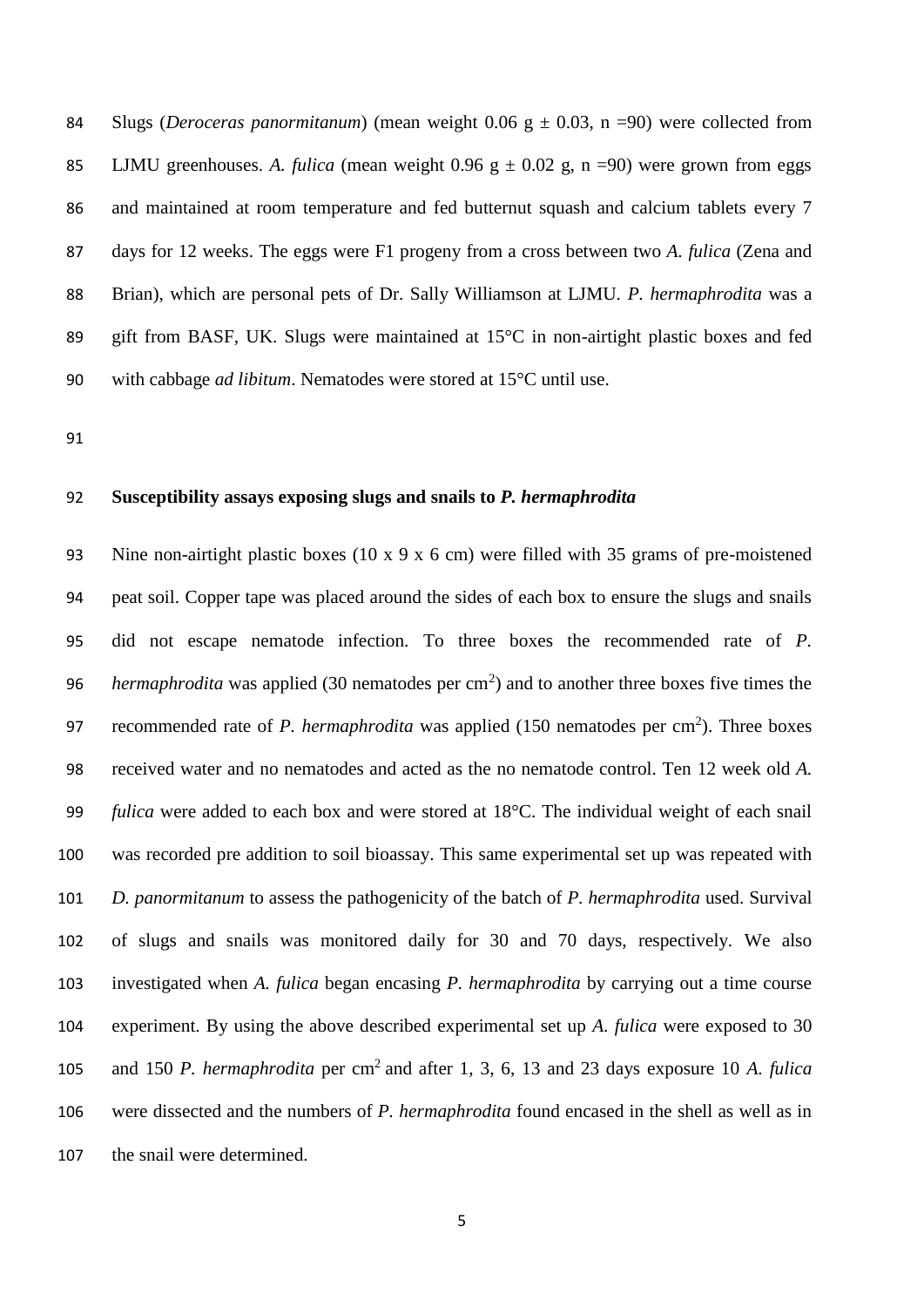Slugs (*Deroceras panormitanum*) (mean weight 0.06 g ± 0.03, n =90) were collected from LJMU greenhouses. *A. fulica* (mean weight 0.96 g ± 0.02 g, n =90) were grown from eggs and maintained at room temperature and fed butternut squash and calcium tablets every 7 days for 12 weeks. The eggs were F1 progeny from a cross between two *A. fulica* (Zena and Brian), which are personal pets of Dr. Sally Williamson at LJMU. *P. hermaphrodita* was a gift from BASF, UK. Slugs were maintained at 15°C in non-airtight plastic boxes and fed with cabbage *ad libitum*. Nematodes were stored at 15°C until use.

**Susceptibility assays exposing slugs and snails to *P. hermaphrodita***

Nine non-airtight plastic boxes (10 x 9 x 6 cm) were filled with 35 grams of pre-moistened peat soil. Copper tape was placed around the sides of each box to ensure the slugs and snails did not escape nematode infection. To three boxes the recommended rate of *P. hermaphrodita* was applied (30 nematodes per $cm^2$) and to another three boxes five times the recommended rate of *P. hermaphrodita* was applied (150 nematodes per $cm^2$). Three boxes received water and no nematodes and acted as the no nematode control. Ten 12 week old *A. fulica* were added to each box and were stored at 18°C. The individual weight of each snail was recorded pre addition to soil bioassay. This same experimental set up was repeated with *D. panormitanum* to assess the pathogenicity of the batch of *P. hermaphrodita* used. Survival of slugs and snails was monitored daily for 30 and 70 days, respectively. We also investigated when *A. fulica* began encasing *P. hermaphrodita* by carrying out a time course experiment. By using the above described experimental set up *A. fulica* were exposed to 30 and 150 *P. hermaphrodita* per $cm^2$ and after 1, 3, 6, 13 and 23 days exposure 10 *A. fulica* were dissected and the numbers of *P. hermaphrodita* found encased in the shell as well as in the snail were determined.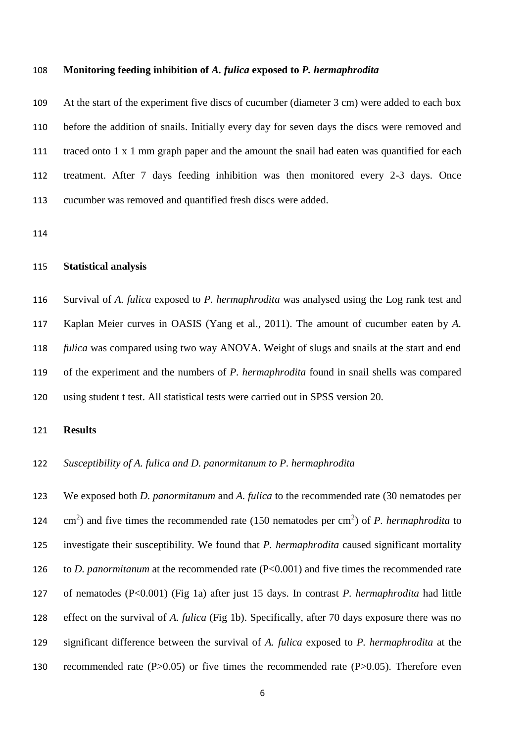**Monitoring feeding inhibition of *A. fulica* exposed to *P. hermaphrodita***

At the start of the experiment five discs of cucumber (diameter 3 cm) were added to each box before the addition of snails. Initially every day for seven days the discs were removed and traced onto 1 x 1 mm graph paper and the amount the snail had eaten was quantified for each treatment. After 7 days feeding inhibition was then monitored every 2-3 days. Once cucumber was removed and quantified fresh discs were added.

**Statistical analysis**

Survival of *A. fulica* exposed to *P. hermaphrodita* was analysed using the Log rank test and Kaplan Meier curves in OASIS (Yang et al., 2011). The amount of cucumber eaten by *A. fulica* was compared using two way ANOVA. Weight of slugs and snails at the start and end of the experiment and the numbers of *P. hermaphrodita* found in snail shells was compared using student t test. All statistical tests were carried out in SPSS version 20.

**Results**

*Susceptibility of A. fulica and D. panormitanum to P. hermaphrodita*

We exposed both *D. panormitanum* and *A. fulica* to the recommended rate (30 nematodes per $cm^2$) and five times the recommended rate (150 nematodes per $cm^2$) of *P. hermaphrodita* to investigate their susceptibility. We found that *P. hermaphrodita* caused significant mortality to *D. panormitanum* at the recommended rate ($P<0.001$) and five times the recommended rate of nematodes ($P<0.001$) (Fig 1a) after just 15 days. In contrast *P. hermaphrodita* had little effect on the survival of *A. fulica* (Fig 1b). Specifically, after 70 days exposure there was no significant difference between the survival of *A. fulica* exposed to *P. hermaphrodita* at the recommended rate ($P>0.05$) or five times the recommended rate ($P>0.05$). Therefore even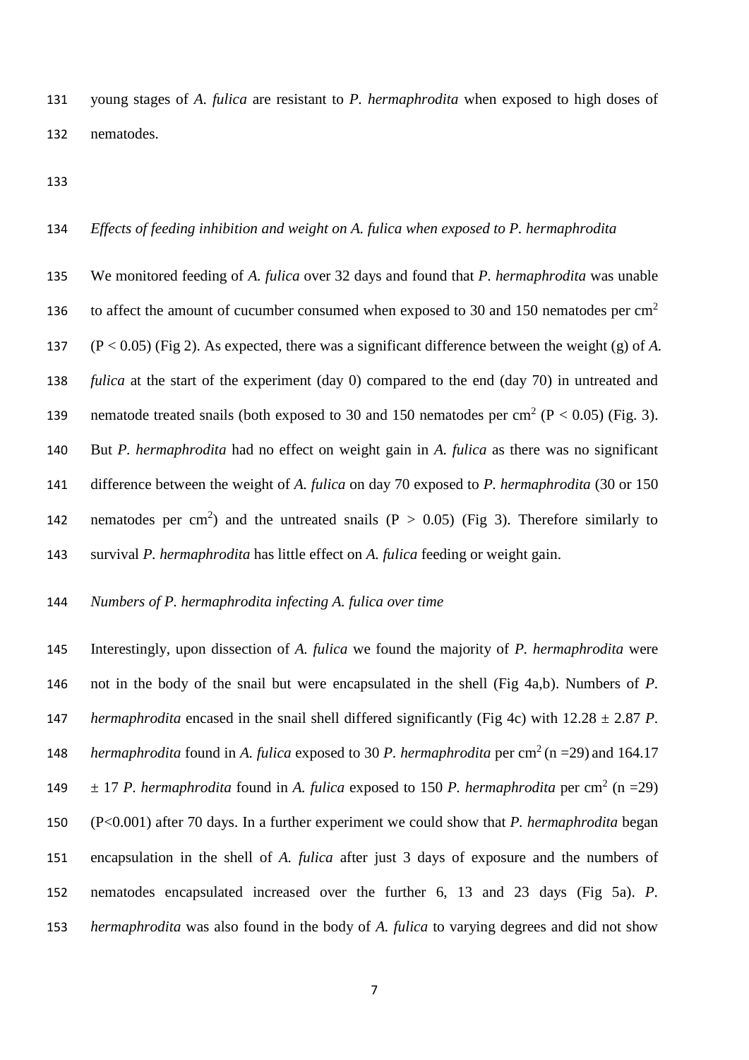young stages of *A. fulica* are resistant to *P. hermaphrodita* when exposed to high doses of nematodes.

*Effects of feeding inhibition and weight on A. fulica when exposed to P. hermaphrodita*

We monitored feeding of *A. fulica* over 32 days and found that *P. hermaphrodita* was unable to affect the amount of cucumber consumed when exposed to 30 and 150 nematodes per $cm^2$ ($P < 0.05$) (Fig 2). As expected, there was a significant difference between the weight (g) of *A. fulica* at the start of the experiment (day 0) compared to the end (day 70) in untreated and nematode treated snails (both exposed to 30 and 150 nematodes per $cm^2$ ($P < 0.05$) (Fig. 3). But *P. hermaphrodita* had no effect on weight gain in *A. fulica* as there was no significant difference between the weight of *A. fulica* on day 70 exposed to *P. hermaphrodita* (30 or 150 nematodes per $cm^2$) and the untreated snails ($P > 0.05$) (Fig 3). Therefore similarly to survival *P. hermaphrodita* has little effect on *A. fulica* feeding or weight gain.

*Numbers of P. hermaphrodita infecting A. fulica over time*

Interestingly, upon dissection of *A. fulica* we found the majority of *P. hermaphrodita* were not in the body of the snail but were encapsulated in the shell (Fig 4a,b). Numbers of *P. hermaphrodita* encased in the snail shell differed significantly (Fig 4c) with $12.28 \pm 2.87$ *P. hermaphrodita* found in *A. fulica* exposed to 30 *P. hermaphrodita* per $cm^2$ ($n = 29$) and 164.17 $\pm$ 17 *P. hermaphrodita* found in *A. fulica* exposed to 150 *P. hermaphrodita* per $cm^2$ ($n = 29$) ($P < 0.001$) after 70 days. In a further experiment we could show that *P. hermaphrodita* began encapsulation in the shell of *A. fulica* after just 3 days of exposure and the numbers of nematodes encapsulated increased over the further 6, 13 and 23 days (Fig 5a). *P. hermaphrodita* was also found in the body of *A. fulica* to varying degrees and did not show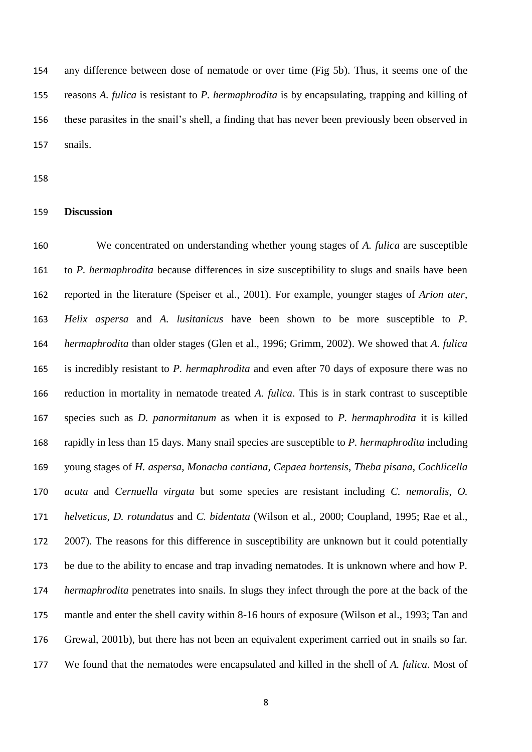any difference between dose of nematode or over time (Fig 5b). Thus, it seems one of the reasons *A. fulica* is resistant to *P. hermaphrodita* is by encapsulating, trapping and killing of these parasites in the snail's shell, a finding that has never been previously been observed in snails.

**Discussion**

We concentrated on understanding whether young stages of *A. fulica* are susceptible to *P. hermaphrodita* because differences in size susceptibility to slugs and snails have been reported in the literature (Speiser et al., 2001). For example, younger stages of *Arion ater*, *Helix aspersa* and *A. lusitanicus* have been shown to be more susceptible to *P. hermaphrodita* than older stages (Glen et al., 1996; Grimm, 2002). We showed that *A. fulica* is incredibly resistant to *P. hermaphrodita* and even after 70 days of exposure there was no reduction in mortality in nematode treated *A. fulica*. This is in stark contrast to susceptible species such as *D. panormitanum* as when it is exposed to *P. hermaphrodita* it is killed rapidly in less than 15 days. Many snail species are susceptible to *P. hermaphrodita* including young stages of *H. aspersa*, *Monacha cantiana*, *Cepaea hortensis*, *Theba pisana*, *Cochlicella acuta* and *Cernuella virgata* but some species are resistant including *C. nemoralis*, *O. helveticus*, *D. rotundatus* and *C. bidentata* (Wilson et al., 2000; Coupland, 1995; Rae et al., 2007). The reasons for this difference in susceptibility are unknown but it could potentially be due to the ability to encase and trap invading nematodes. It is unknown where and how P. *hermaphrodita* penetrates into snails. In slugs they infect through the pore at the back of the mantle and enter the shell cavity within 8-16 hours of exposure (Wilson et al., 1993; Tan and Grewal, 2001b), but there has not been an equivalent experiment carried out in snails so far. We found that the nematodes were encapsulated and killed in the shell of *A. fulica*. Most of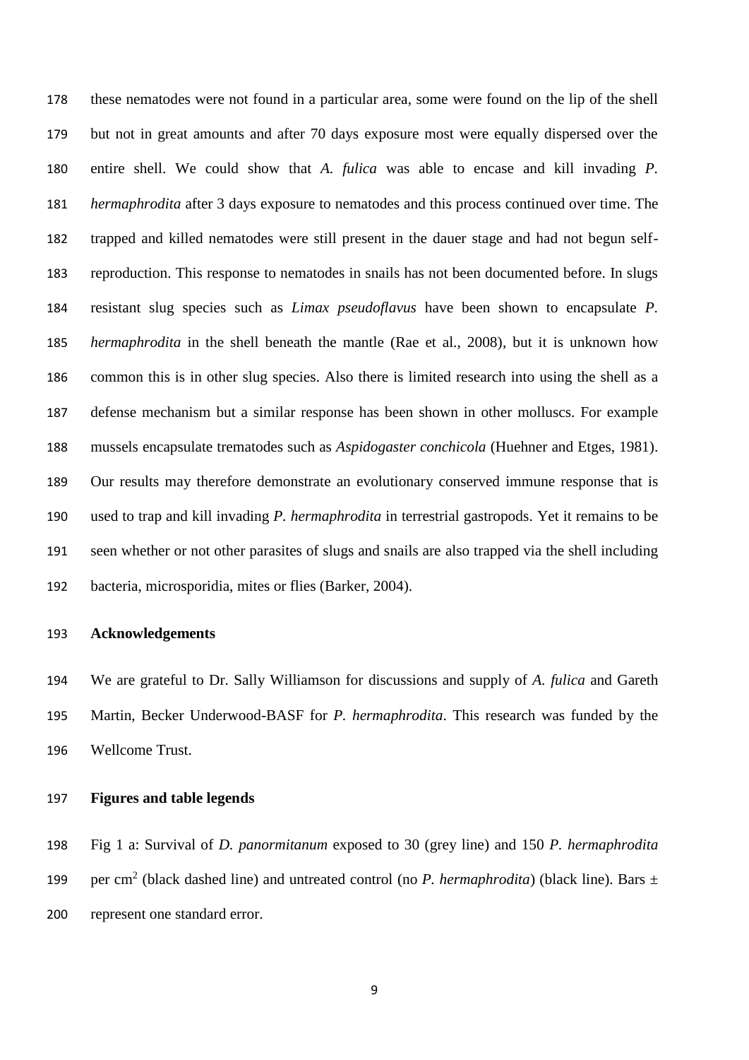these nematodes were not found in a particular area, some were found on the lip of the shell but not in great amounts and after 70 days exposure most were equally dispersed over the entire shell. We could show that *A. fulica* was able to encase and kill invading *P. hermaphrodita* after 3 days exposure to nematodes and this process continued over time. The trapped and killed nematodes were still present in the dauer stage and had not begun self-reproduction. This response to nematodes in snails has not been documented before. In slugs resistant slug species such as *Limax pseudoflavus* have been shown to encapsulate *P. hermaphrodita* in the shell beneath the mantle (Rae et al., 2008), but it is unknown how common this is in other slug species. Also there is limited research into using the shell as a defense mechanism but a similar response has been shown in other molluscs. For example mussels encapsulate trematodes such as *Aspidogaster conchicola* (Huehner and Etges, 1981). Our results may therefore demonstrate an evolutionary conserved immune response that is used to trap and kill invading *P. hermaphrodita* in terrestrial gastropods. Yet it remains to be seen whether or not other parasites of slugs and snails are also trapped via the shell including bacteria, microsporidia, mites or flies (Barker, 2004).

## Acknowledgements

We are grateful to Dr. Sally Williamson for discussions and supply of *A. fulica* and Gareth Martin, Becker Underwood-BASF for *P. hermaphrodita*. This research was funded by the Wellcome Trust.

## Figures and table legends

Fig 1 a: Survival of *D. panormitanum* exposed to 30 (grey line) and 150 *P. hermaphrodita* per $cm^2$ (black dashed line) and untreated control (no *P. hermaphrodita*) (black line). Bars ± represent one standard error.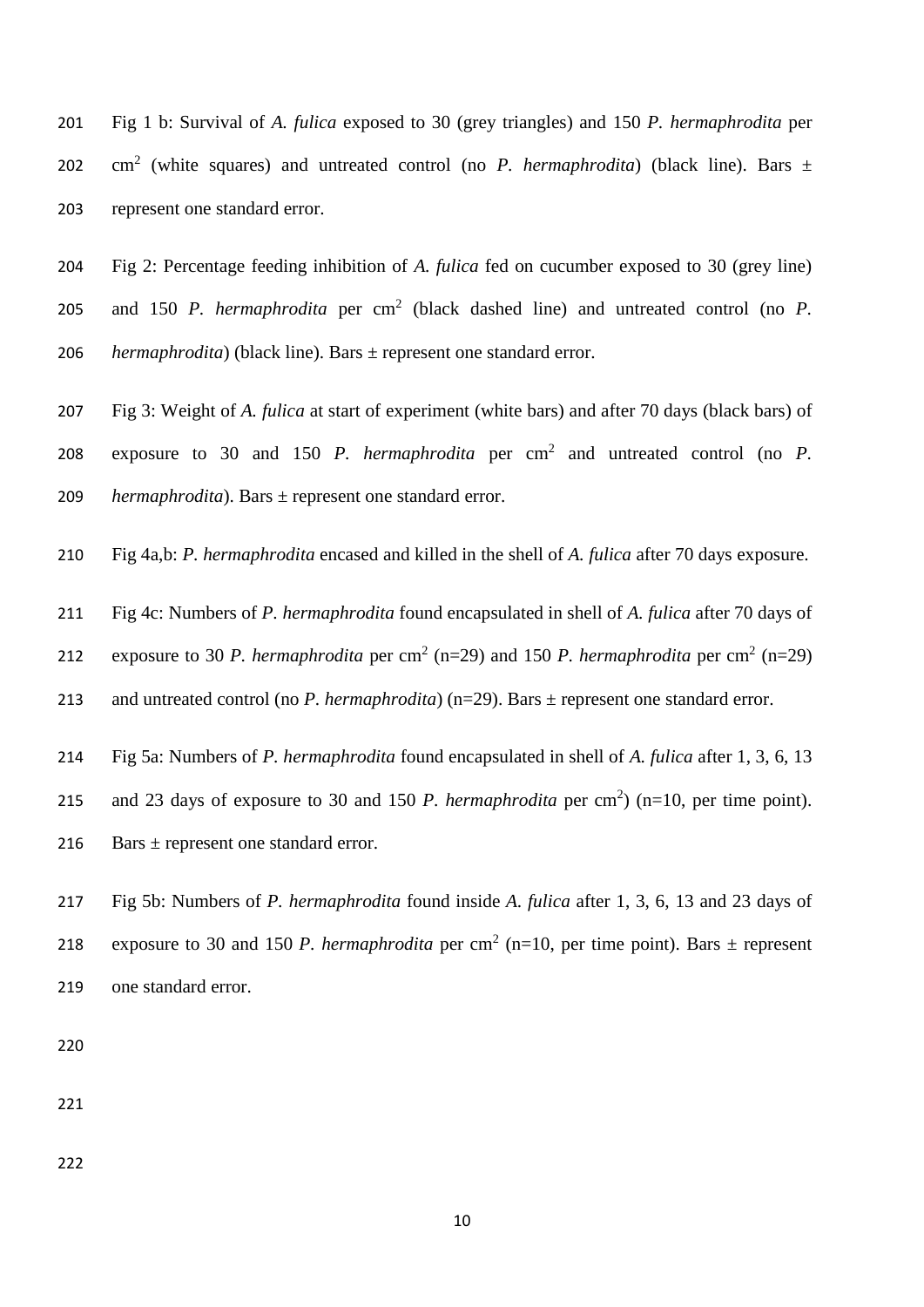Fig 1 b: Survival of *A. fulica* exposed to 30 (grey triangles) and 150 *P. hermaphrodita* per $cm^2$ (white squares) and untreated control (no *P. hermaphrodita*) (black line). Bars ± represent one standard error.

Fig 2: Percentage feeding inhibition of *A. fulica* fed on cucumber exposed to 30 (grey line) and 150 *P. hermaphrodita* per $cm^2$ (black dashed line) and untreated control (no *P. hermaphrodita*) (black line). Bars ± represent one standard error.

Fig 3: Weight of *A. fulica* at start of experiment (white bars) and after 70 days (black bars) of exposure to 30 and 150 *P. hermaphrodita* per $cm^2$ and untreated control (no *P. hermaphrodita*). Bars ± represent one standard error.

Fig 4a,b: *P. hermaphrodita* encased and killed in the shell of *A. fulica* after 70 days exposure.

Fig 4c: Numbers of *P. hermaphrodita* found encapsulated in shell of *A. fulica* after 70 days of exposure to 30 *P. hermaphrodita* per $cm^2$ (n=29) and 150 *P. hermaphrodita* per $cm^2$ (n=29) and untreated control (no *P. hermaphrodita*) (n=29). Bars ± represent one standard error.

Fig 5a: Numbers of *P. hermaphrodita* found encapsulated in shell of *A. fulica* after 1, 3, 6, 13 and 23 days of exposure to 30 and 150 *P. hermaphrodita* per $cm^2$) (n=10, per time point). Bars ± represent one standard error.

Fig 5b: Numbers of *P. hermaphrodita* found inside *A. fulica* after 1, 3, 6, 13 and 23 days of exposure to 30 and 150 *P. hermaphrodita* per $cm^2$ (n=10, per time point). Bars ± represent one standard error.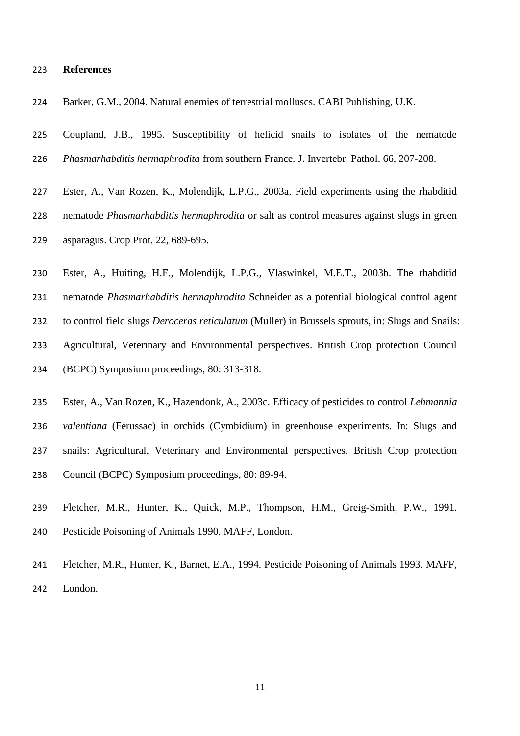# References

Barker, G.M., 2004. Natural enemies of terrestrial molluscs. CABI Publishing, U.K.

Coupland, J.B., 1995. Susceptibility of helicid snails to isolates of the nematode *Phasmarhabditis hermaphrodita* from southern France. J. Invertebr. Pathol. 66, 207-208.

Ester, A., Van Rozen, K., Molendijk, L.P.G., 2003a. Field experiments using the rhabditid nematode *Phasmarhabditis hermaphrodita* or salt as control measures against slugs in green asparagus. Crop Prot. 22, 689-695.

Ester, A., Huiting, H.F., Molendijk, L.P.G., Vlaswinkel, M.E.T., 2003b. The rhabditid nematode *Phasmarhabditis hermaphrodita* Schneider as a potential biological control agent to control field slugs *Deroceras reticulatum* (Muller) in Brussels sprouts, in: Slugs and Snails: Agricultural, Veterinary and Environmental perspectives. British Crop protection Council (BCPC) Symposium proceedings, 80: 313-318.

Ester, A., Van Rozen, K., Hazendonk, A., 2003c. Efficacy of pesticides to control *Lehmannia valentiana* (Ferussac) in orchids (Cymbidium) in greenhouse experiments. In: Slugs and snails: Agricultural, Veterinary and Environmental perspectives. British Crop protection Council (BCPC) Symposium proceedings, 80: 89-94.

Fletcher, M.R., Hunter, K., Quick, M.P., Thompson, H.M., Greig-Smith, P.W., 1991. Pesticide Poisoning of Animals 1990. MAFF, London.

Fletcher, M.R., Hunter, K., Barnet, E.A., 1994. Pesticide Poisoning of Animals 1993. MAFF, London.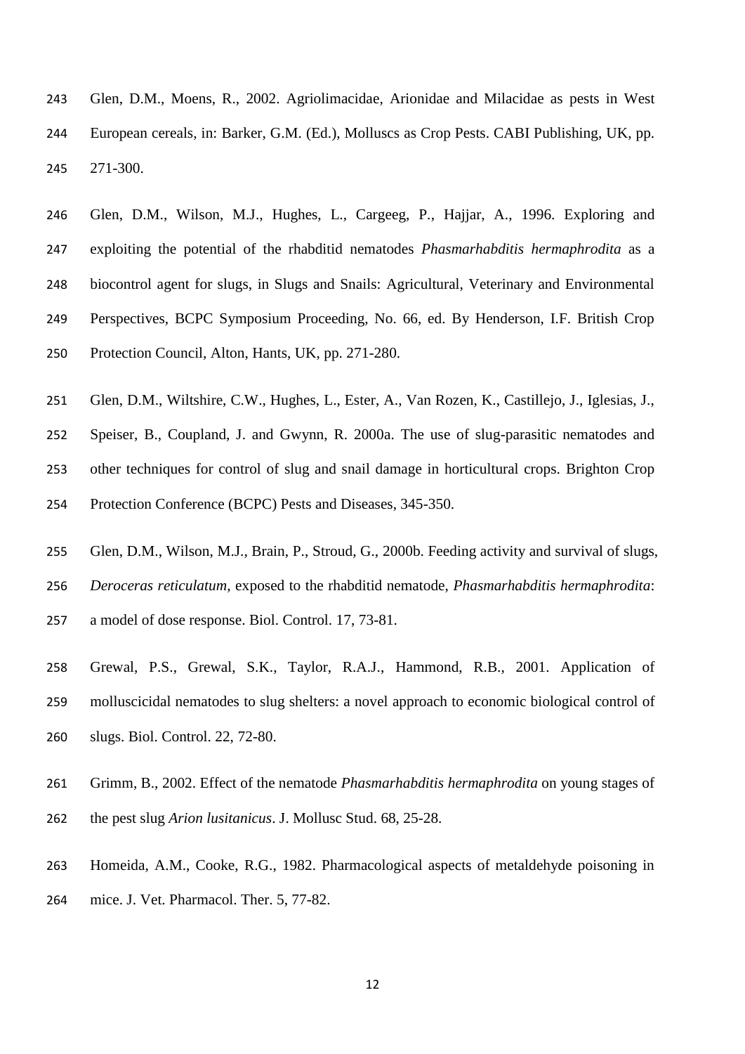Glen, D.M., Moens, R., 2002. Agriolimacidae, Arionidae and Milacidae as pests in West European cereals, in: Barker, G.M. (Ed.), Molluscs as Crop Pests. CABI Publishing, UK, pp. 271-300.

Glen, D.M., Wilson, M.J., Hughes, L., Cargeeg, P., Hajjar, A., 1996. Exploring and exploiting the potential of the rhabditid nematodes *Phasmarhabditis hermaphrodita* as a biocontrol agent for slugs, in Slugs and Snails: Agricultural, Veterinary and Environmental Perspectives, BCPC Symposium Proceeding, No. 66, ed. By Henderson, I.F. British Crop Protection Council, Alton, Hants, UK, pp. 271-280.

Glen, D.M., Wiltshire, C.W., Hughes, L., Ester, A., Van Rozen, K., Castillejo, J., Iglesias, J., Speiser, B., Coupland, J. and Gwynn, R. 2000a. The use of slug-parasitic nematodes and other techniques for control of slug and snail damage in horticultural crops. Brighton Crop Protection Conference (BCPC) Pests and Diseases, 345-350.

Glen, D.M., Wilson, M.J., Brain, P., Stroud, G., 2000b. Feeding activity and survival of slugs, *Deroceras reticulatum*, exposed to the rhabditid nematode, *Phasmarhabditis hermaphrodita*: a model of dose response. Biol. Control. 17, 73-81.

Grewal, P.S., Grewal, S.K., Taylor, R.A.J., Hammond, R.B., 2001. Application of molluscicidal nematodes to slug shelters: a novel approach to economic biological control of slugs. Biol. Control. 22, 72-80.

Grimm, B., 2002. Effect of the nematode *Phasmarhabditis hermaphrodita* on young stages of the pest slug *Arion lusitanicus*. J. Mollusc Stud. 68, 25-28.

Homeida, A.M., Cooke, R.G., 1982. Pharmacological aspects of metaldehyde poisoning in mice. J. Vet. Pharmacol. Ther. 5, 77-82.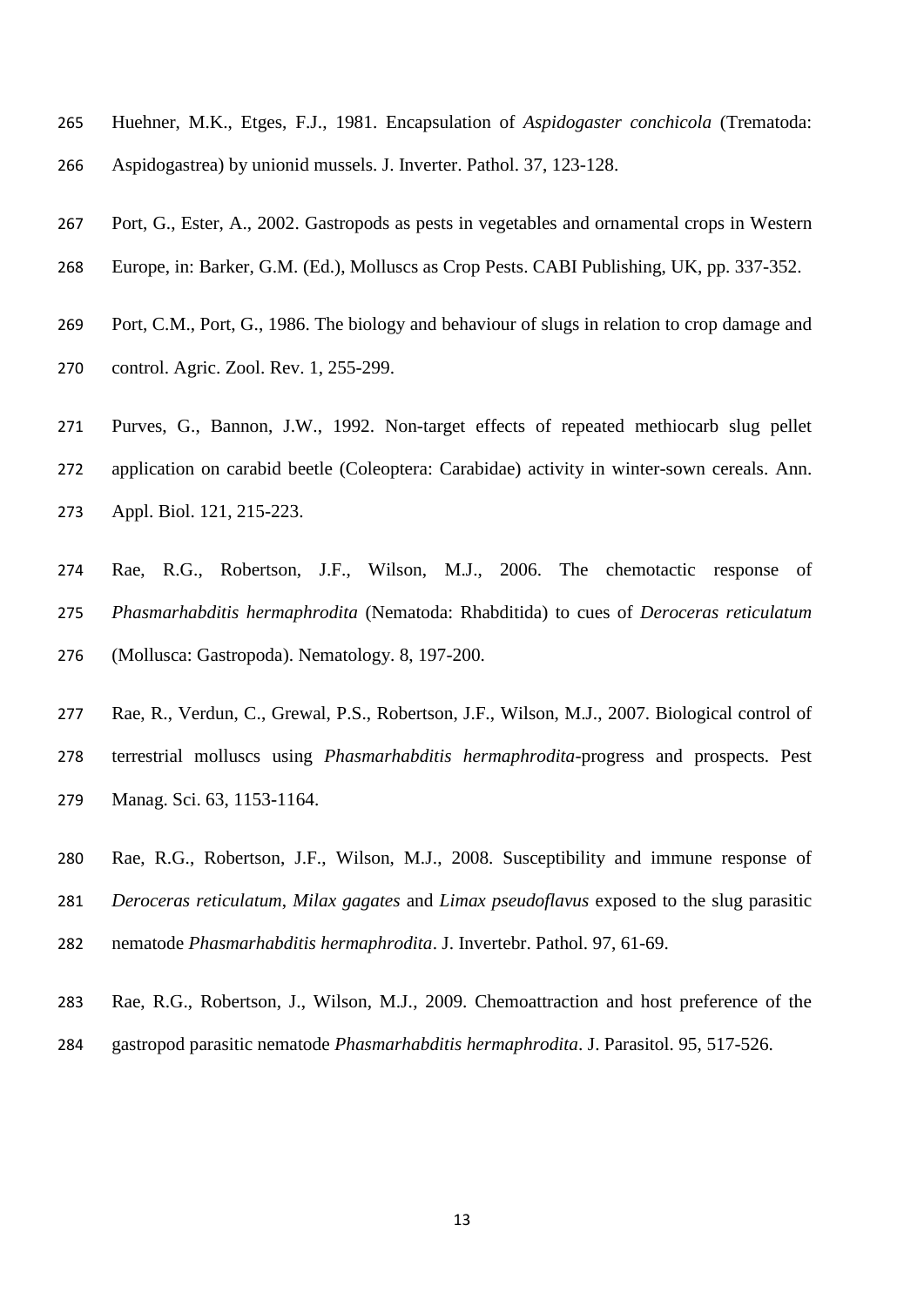Huehner, M.K., Etges, F.J., 1981. Encapsulation of *Aspidogaster conchicola* (Trematoda: Aspidogastrea) by unionid mussels. J. Inverter. Pathol. 37, 123-128.

Port, G., Ester, A., 2002. Gastropods as pests in vegetables and ornamental crops in Western Europe, in: Barker, G.M. (Ed.), Molluscs as Crop Pests. CABI Publishing, UK, pp. 337-352.

Port, C.M., Port, G., 1986. The biology and behaviour of slugs in relation to crop damage and control. Agric. Zool. Rev. 1, 255-299.

Purves, G., Bannon, J.W., 1992. Non-target effects of repeated methiocarb slug pellet application on carabid beetle (Coleoptera: Carabidae) activity in winter-sown cereals. Ann. Appl. Biol. 121, 215-223.

Rae, R.G., Robertson, J.F., Wilson, M.J., 2006. The chemotactic response of *Phasmarhabditis hermaphrodita* (Nematoda: Rhabditida) to cues of *Deroceras reticulatum* (Mollusca: Gastropoda). Nematology. 8, 197-200.

Rae, R., Verdun, C., Grewal, P.S., Robertson, J.F., Wilson, M.J., 2007. Biological control of terrestrial molluscs using *Phasmarhabditis hermaphrodita*-progress and prospects. Pest Manag. Sci. 63, 1153-1164.

Rae, R.G., Robertson, J.F., Wilson, M.J., 2008. Susceptibility and immune response of *Deroceras reticulatum*, *Milax gagates* and *Limax pseudoflavus* exposed to the slug parasitic nematode *Phasmarhabditis hermaphrodita*. J. Invertebr. Pathol. 97, 61-69.

Rae, R.G., Robertson, J., Wilson, M.J., 2009. Chemoattraction and host preference of the gastropod parasitic nematode *Phasmarhabditis hermaphrodita*. J. Parasitol. 95, 517-526.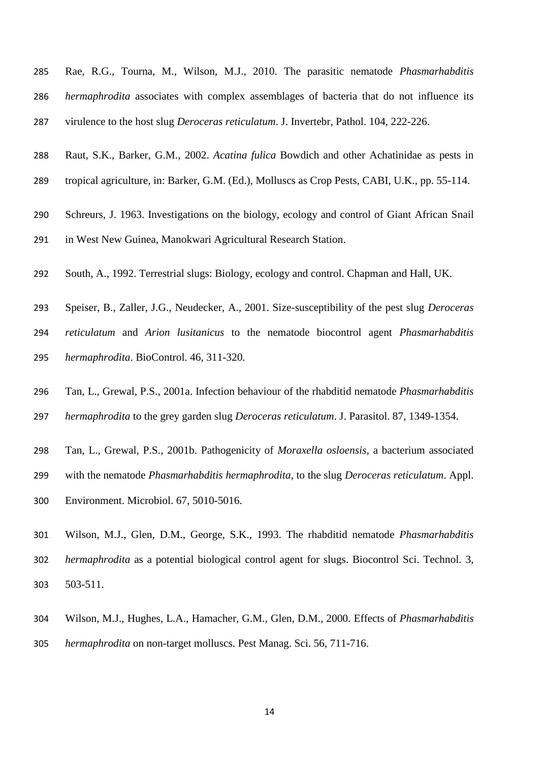Rae, R.G., Tourna, M., Wilson, M.J., 2010. The parasitic nematode *Phasmarhabditis hermaphrodita* associates with complex assemblages of bacteria that do not influence its virulence to the host slug *Deroceras reticulatum*. J. Invertebr, Pathol. 104, 222-226.

Raut, S.K., Barker, G.M., 2002. *Acatina fulica* Bowdich and other Achatinidae as pests in tropical agriculture, in: Barker, G.M. (Ed.), Molluscs as Crop Pests, CABI, U.K., pp. 55-114.

Schreurs, J. 1963. Investigations on the biology, ecology and control of Giant African Snail in West New Guinea, Manokwari Agricultural Research Station.

South, A., 1992. Terrestrial slugs: Biology, ecology and control. Chapman and Hall, UK.

Speiser, B., Zaller, J.G., Neudecker, A., 2001. Size-susceptibility of the pest slug *Deroceras reticulatum* and *Arion lusitanicus* to the nematode biocontrol agent *Phasmarhabditis hermaphrodita*. BioControl. 46, 311-320.

Tan, L., Grewal, P.S., 2001a. Infection behaviour of the rhabditid nematode *Phasmarhabditis hermaphrodita* to the grey garden slug *Deroceras reticulatum*. J. Parasitol. 87, 1349-1354.

Tan, L., Grewal, P.S., 2001b. Pathogenicity of *Moraxella osloensis*, a bacterium associated with the nematode *Phasmarhabditis hermaphrodita*, to the slug *Deroceras reticulatum*. Appl. Environment. Microbiol. 67, 5010-5016.

Wilson, M.J., Glen, D.M., George, S.K., 1993. The rhabditid nematode *Phasmarhabditis hermaphrodita* as a potential biological control agent for slugs. Biocontrol Sci. Technol. 3, 503-511.

Wilson, M.J., Hughes, L.A., Hamacher, G.M., Glen, D.M., 2000. Effects of *Phasmarhabditis hermaphrodita* on non-target molluscs. Pest Manag. Sci. 56, 711-716.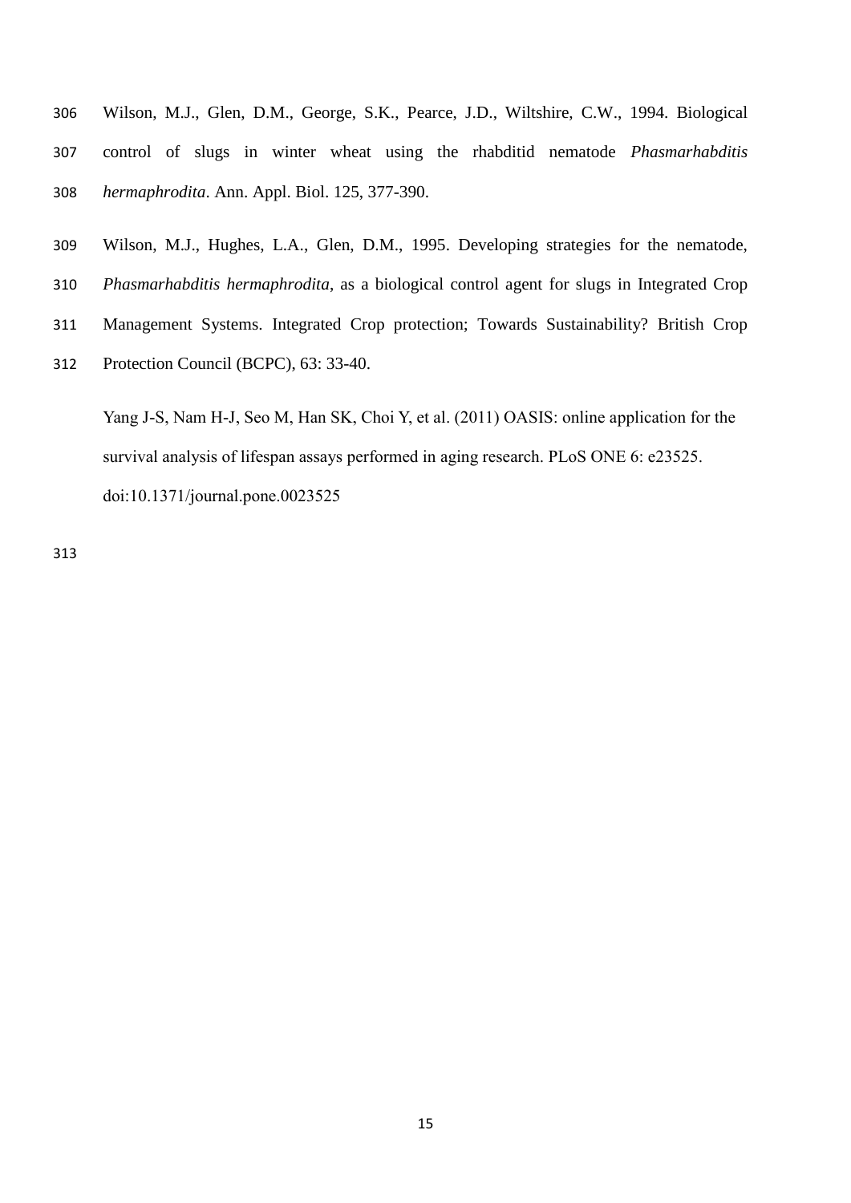Wilson, M.J., Glen, D.M., George, S.K., Pearce, J.D., Wiltshire, C.W., 1994. Biological control of slugs in winter wheat using the rhabditid nematode *Phasmarhabditis hermaphrodita*. Ann. Appl. Biol. 125, 377-390.

Wilson, M.J., Hughes, L.A., Glen, D.M., 1995. Developing strategies for the nematode, *Phasmarhabditis hermaphrodita*, as a biological control agent for slugs in Integrated Crop Management Systems. Integrated Crop protection; Towards Sustainability? British Crop Protection Council (BCPC), 63: 33-40.

Yang J-S, Nam H-J, Seo M, Han SK, Choi Y, et al. (2011) OASIS: online application for the survival analysis of lifespan assays performed in aging research. PLoS ONE 6: e23525. doi:10.1371/journal.pone.0023525